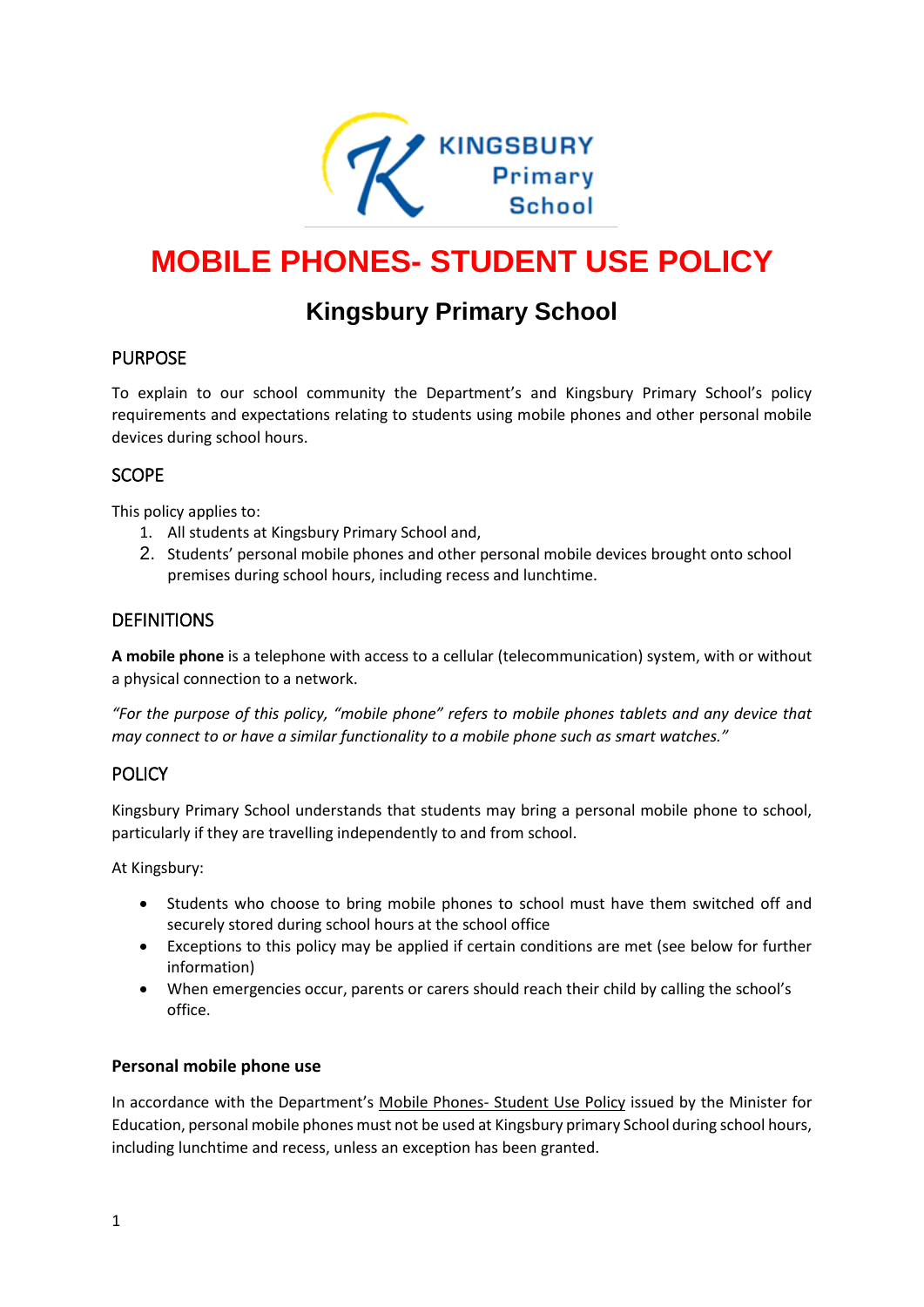# MOBILE PHONES- STUDENT USE POLICY

## Kingsbury Primary School

### PURPOSE

To explain to our school community the Department's and Kingsbury Primary School's policy requirements and expectations relating to students using mobile phones and other personal mobile devices during school hours.

### SCOPE

This policy applies to:

1. All students at Kingsbury Primary School and,
2. Students' personal mobile phones and other personal mobile devices brought onto school premises during school hours, including recess and lunchtime.

### DEFINITIONS

**A mobile phone** is a telephone with access to a cellular (telecommunication) system, with or without a physical connection to a network.

*"For the purpose of this policy, "mobile phone" refers to mobile phones tablets and any device that may connect to or have a similar functionality to a mobile phone such as smart watches."*

### POLICY

Kingsbury Primary School understands that students may bring a personal mobile phone to school, particularly if they are travelling independently to and from school.

At Kingsbury:

- Students who choose to bring mobile phones to school must have them switched off and securely stored during school hours at the school office
- Exceptions to this policy may be applied if certain conditions are met (see below for further information)
- When emergencies occur, parents or carers should reach their child by calling the school's office.

**Personal mobile phone use**

In accordance with the Department's Mobile Phones- Student Use Policy issued by the Minister for Education, personal mobile phones must not be used at Kingsbury primary School during school hours, including lunchtime and recess, unless an exception has been granted.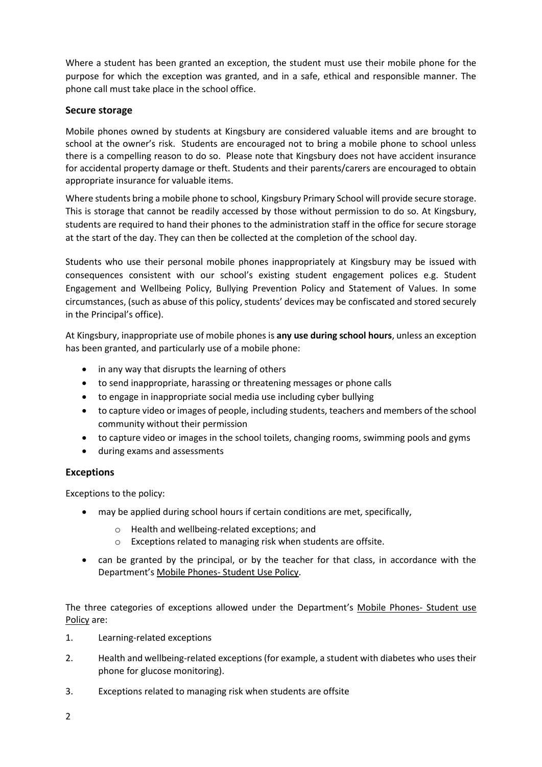Where a student has been granted an exception, the student must use their mobile phone for the purpose for which the exception was granted, and in a safe, ethical and responsible manner. The phone call must take place in the school office.

### Secure storage

Mobile phones owned by students at Kingsbury are considered valuable items and are brought to school at the owner's risk. Students are encouraged not to bring a mobile phone to school unless there is a compelling reason to do so. Please note that Kingsbury does not have accident insurance for accidental property damage or theft. Students and their parents/carers are encouraged to obtain appropriate insurance for valuable items.

Where students bring a mobile phone to school, Kingsbury Primary School will provide secure storage. This is storage that cannot be readily accessed by those without permission to do so. At Kingsbury, students are required to hand their phones to the administration staff in the office for secure storage at the start of the day. They can then be collected at the completion of the school day.

Students who use their personal mobile phones inappropriately at Kingsbury may be issued with consequences consistent with our school's existing student engagement polices e.g. Student Engagement and Wellbeing Policy, Bullying Prevention Policy and Statement of Values. In some circumstances, (such as abuse of this policy, students' devices may be confiscated and stored securely in the Principal's office).

At Kingsbury, inappropriate use of mobile phones is **any use during school hours**, unless an exception has been granted, and particularly use of a mobile phone:

- in any way that disrupts the learning of others
- to send inappropriate, harassing or threatening messages or phone calls
- to engage in inappropriate social media use including cyber bullying
- to capture video or images of people, including students, teachers and members of the school community without their permission
- to capture video or images in the school toilets, changing rooms, swimming pools and gyms
- during exams and assessments

### Exceptions

Exceptions to the policy:

- may be applied during school hours if certain conditions are met, specifically,
  - Health and wellbeing-related exceptions; and
  - Exceptions related to managing risk when students are offsite.
- can be granted by the principal, or by the teacher for that class, in accordance with the Department's Mobile Phones- Student Use Policy.

The three categories of exceptions allowed under the Department's Mobile Phones- Student use Policy are:

1. Learning-related exceptions
2. Health and wellbeing-related exceptions (for example, a student with diabetes who uses their phone for glucose monitoring).
3. Exceptions related to managing risk when students are offsite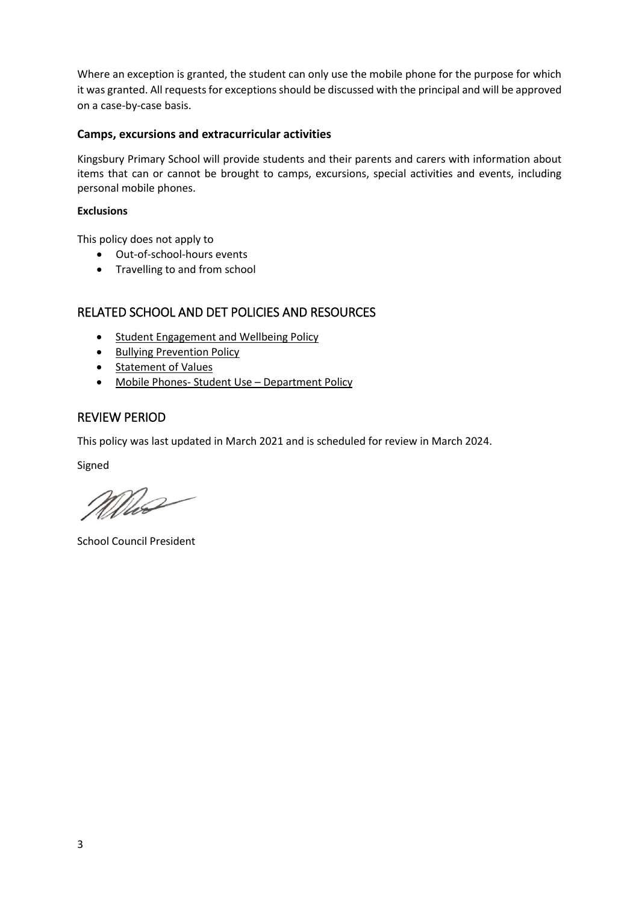Where an exception is granted, the student can only use the mobile phone for the purpose for which it was granted. All requests for exceptions should be discussed with the principal and will be approved on a case-by-case basis.

### Camps, excursions and extracurricular activities

Kingsbury Primary School will provide students and their parents and carers with information about items that can or cannot be brought to camps, excursions, special activities and events, including personal mobile phones.

**Exclusions**

This policy does not apply to

- Out-of-school-hours events
- Travelling to and from school

## RELATED SCHOOL AND DET POLICIES AND RESOURCES

- Student Engagement and Wellbeing Policy
- Bullying Prevention Policy
- Statement of Values
- Mobile Phones- Student Use – Department Policy

## REVIEW PERIOD

This policy was last updated in March 2021 and is scheduled for review in March 2024.

Signed

School Council President